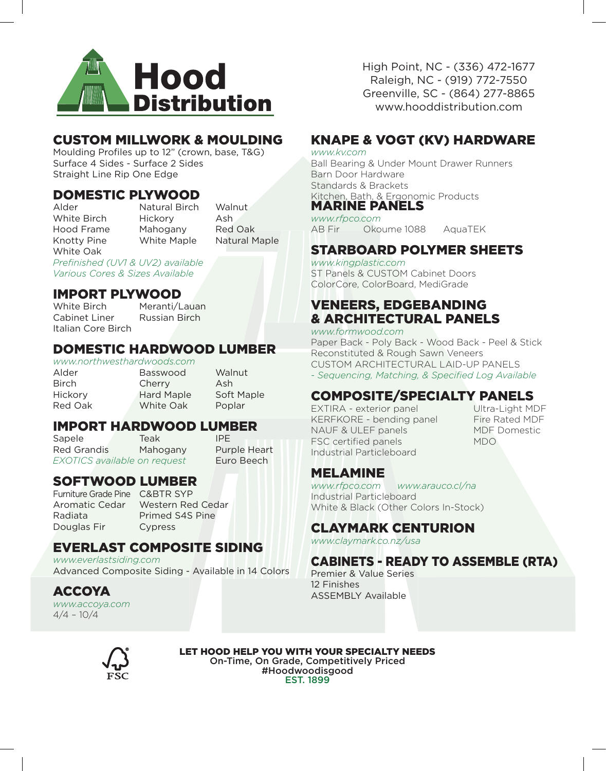# Hood Distribution

High Point, NC - (336) 472-1677
Raleigh, NC - (919) 772-7550
Greenville, SC - (864) 277-8865
www.hooddistribution.com

## CUSTOM MILLWORK & MOULDING

Moulding Profiles up to 12" (crown, base, T&G)
Surface 4 Sides - Surface 2 Sides
Straight Line Rip One Edge

## DOMESTIC PLYWOOD

| | | |
|---|---|---|
| Alder | Natural Birch | Walnut |
| White Birch | Hickory | Ash |
| Hood Frame | Mahogany | Red Oak |
| Knotty Pine | White Maple | Natural Maple |
| White Oak | | |

*Prefinished (UV1 & UV2) available*
*Various Cores & Sizes Available*

## IMPORT PLYWOOD

| | |
|---|---|
| White Birch | Meranti/Lauan |
| Cabinet Liner | Russian Birch |
| Italian Core Birch | |

## DOMESTIC HARDWOOD LUMBER

*www.northwesthardwoods.com*

| | | |
|---|---|---|
| Alder | Basswood | Walnut |
| Birch | Cherry | Ash |
| Hickory | Hard Maple | Soft Maple |
| Red Oak | White Oak | Poplar |

## IMPORT HARDWOOD LUMBER

| | | |
|---|---|---|
| Sapele | Teak | IPE |
| Red Grandis | Mahogany | Purple Heart |
| *EXOTICS available on request* | | Euro Beech |

## SOFTWOOD LUMBER

| | |
|---|---|
| Furniture Grade Pine | C&BTR SYP |
| Aromatic Cedar | Western Red Cedar |
| Radiata | Primed S4S Pine |
| Douglas Fir | Cypress |

## EVERLAST COMPOSITE SIDING

*www.everlastsiding.com*
Advanced Composite Siding - Available in 14 Colors

## ACCOYA

*www.accoya.com*
4/4 – 10/4

## KNAPE & VOGT (KV) HARDWARE

*www.kv.com*
Ball Bearing & Under Mount Drawer Runners
Barn Door Hardware
Standards & Brackets
Kitchen, Bath, & Ergonomic Products

## MARINE PANELS

*www.rfpco.com*
AB Fir — Okoume 1088 — AquaTEK

## STARBOARD POLYMER SHEETS

*www.kingplastic.com*
ST Panels & CUSTOM Cabinet Doors
ColorCore, ColorBoard, MediGrade

## VENEERS, EDGEBANDING & ARCHITECTURAL PANELS

*www.formwood.com*
Paper Back - Poly Back - Wood Back - Peel & Stick
Reconstituted & Rough Sawn Veneers
CUSTOM ARCHITECTURAL LAID-UP PANELS
*- Sequencing, Matching, & Specified Log Available*

## COMPOSITE/SPECIALTY PANELS

| | |
|---|---|
| EXTIRA - exterior panel | Ultra-Light MDF |
| KERFKORE - bending panel | Fire Rated MDF |
| NAUF & ULEF panels | MDF Domestic |
| FSC certified panels | MDO |
| Industrial Particleboard | |

## MELAMINE

*www.rfpco.com* — *www.arauco.cl/na*
Industrial Particleboard
White & Black (Other Colors In-Stock)

## CLAYMARK CENTURION

*www.claymark.co.nz/usa*

## CABINETS - READY TO ASSEMBLE (RTA)

Premier & Value Series
12 Finishes
ASSEMBLY Available

FSC

**LET HOOD HELP YOU WITH YOUR SPECIALTY NEEDS**
**On-Time, On Grade, Competitively Priced**
**#Hoodwoodisgood**
**EST. 1899**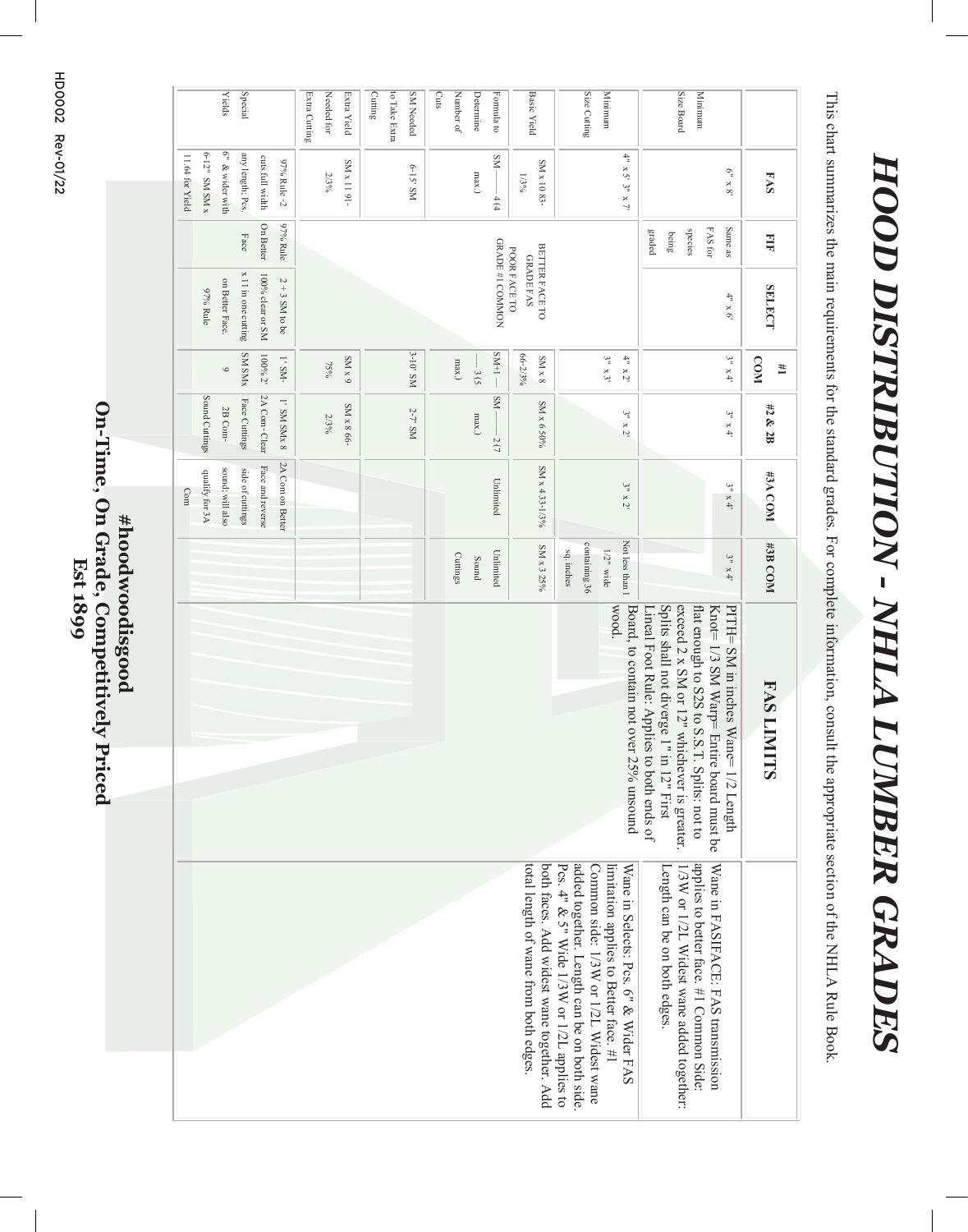# HOOD DISTRIBUTION - NHLA LUMBER GRADES

This chart summarizes the main requirements for the standard grades. For complete information, consult the appropriate section of the NHLA Rule Book.

| | FAS | FIF | SELECT | #1 COM | #2 & 2B | #3A COM | #3B COM | FAS LIMITS | |
|---|---|---|---|---|---|---|---|---|---|
| Minimum Size Board | 6" x 8' | Same as FAS for species being graded | 4" x 6' | 3" x 4' | 3" x 4' | 3" x 4' | 3" x 4' | PITH= SM in inches Wane= 1/2 Length Knot= 1/3 SM Warp= Entire board must be flat enough to S2S to S.S.T. Splits: not to exceed 2 x SM or 12" whichever is greater. Splits shall not diverge 1" in 12" First Lineal Foot Rule: Applies to both ends of Board, to contain not over 25% unsound wood. | Wane in FAS/FACE: FAS transmission applies to better face. #1 Common Side: 1/3W or 1/2L Widest wane added together. Length can be on both edges. |
| Minimum Size Cutting | 4" x 5' 3" x 7' | | | 4" x 2' 3" x 3' | 3" x 2' | 3" x 2' | Not less than 1 1/2" wide containing 36 sq. inches | | Wane in Selects: Pcs. 6" & Wider FAS limitation applies to Better face. #1 Common side: 1/3W or 1/2L Widest wane added together. Length can be on both side. Pcs. 4" & 5" Wide 1/3W or 1/2L applies to both faces. Add widest wane together. Add total length of wane from both edges. |
| Basic Yield | SM x 10 83-1/3% | BETTER FACE TO GRADE FAS POOR FACE TO GRADE #1 COMMON | | SM x 8 66-2/3% | SM x 6 50% | SM x 4 33-1/3% | SM x 3 25% | | |
| Formula to Determine Number of Cuts | SM / 4 (4 max.) | | | SM+1 / 3 (5 max.) | SM / 2 (7 max.) | Unlimited | Unlimited Sound Cuttings | | |
| SM Needed to Take Extra Cutting | 6-15' SM | | | 3-10' SM | 2-7' SM | | | | |
| Extra Yield Needed for Extra Cutting | SM x 11 91-2/3% | | | SM x 9 75% | SM x 8 66-2/3% | | | | |
| Special Yields | 97% Rule -2 cuts full width any length; Pcs. 6" & wider with 6-12" SM SM x 11.64 for Yield | 97% Rule On Better Face | 2 + 3 SM to be 100% clear or SM x 11 in one cutting on Better Face. 97% Rule | 1' SM- 100% 2' SM SMx 9 | 1' SM SMx 8 2A Com- Clear Face Cuttings 2B Com- Sound Cuttings | 2A Com on Better Face and reverse side of cuttings sound; will also qualify for 3A Com | | | |

**#hoodwoodisgood**
**On-Time, On Grade, Competitively Priced**
**Est 1899**

HD0002 Rev-01/22